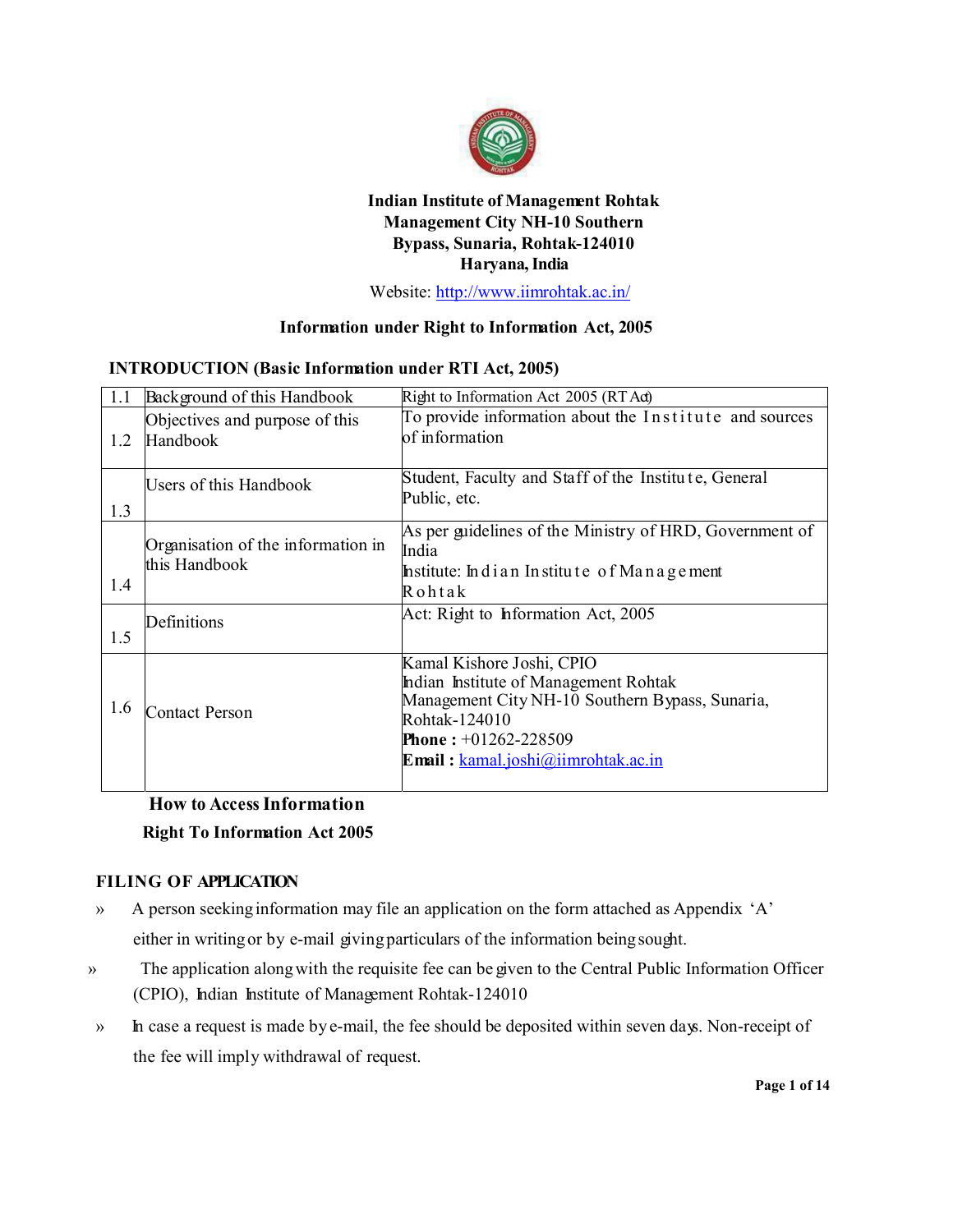**Indian Institute of Management Rohtak**
**Management City NH-10 Southern Bypass, Sunaria, Rohtak-124010**
**Haryana, India**

Website: http://www.iimrohtak.ac.in/

## Information under Right to Information Act, 2005

### INTRODUCTION (Basic Information under RTI Act, 2005)

| | | |
|---|---|---|
| 1.1 | Background of this Handbook | Right to Information Act 2005 (RT Act) |
| 1.2 | Objectives and purpose of this Handbook | To provide information about the Institute and sources of information |
| 1.3 | Users of this Handbook | Student, Faculty and Staff of the Institute, General Public, etc. |
| 1.4 | Organisation of the information in this Handbook | As per guidelines of the Ministry of HRD, Government of India<br>Institute: Indian Institute of Management Rohtak |
| 1.5 | Definitions | Act: Right to Information Act, 2005 |
| 1.6 | Contact Person | Kamal Kishore Joshi, CPIO<br>Indian Institute of Management Rohtak<br>Management City NH-10 Southern Bypass, Sunaria, Rohtak-124010<br>**Phone :** +01262-228509<br>**Email :** kamal.joshi@iimrohtak.ac.in |

**How to Access Information**
**Right To Information Act 2005**

### FILING OF APPLICATION

- A person seeking information may file an application on the form attached as Appendix 'A' either in writing or by e-mail giving particulars of the information being sought.
- The application along with the requisite fee can be given to the Central Public Information Officer (CPIO), Indian Institute of Management Rohtak-124010
- In case a request is made by e-mail, the fee should be deposited within seven days. Non-receipt of the fee will imply withdrawal of request.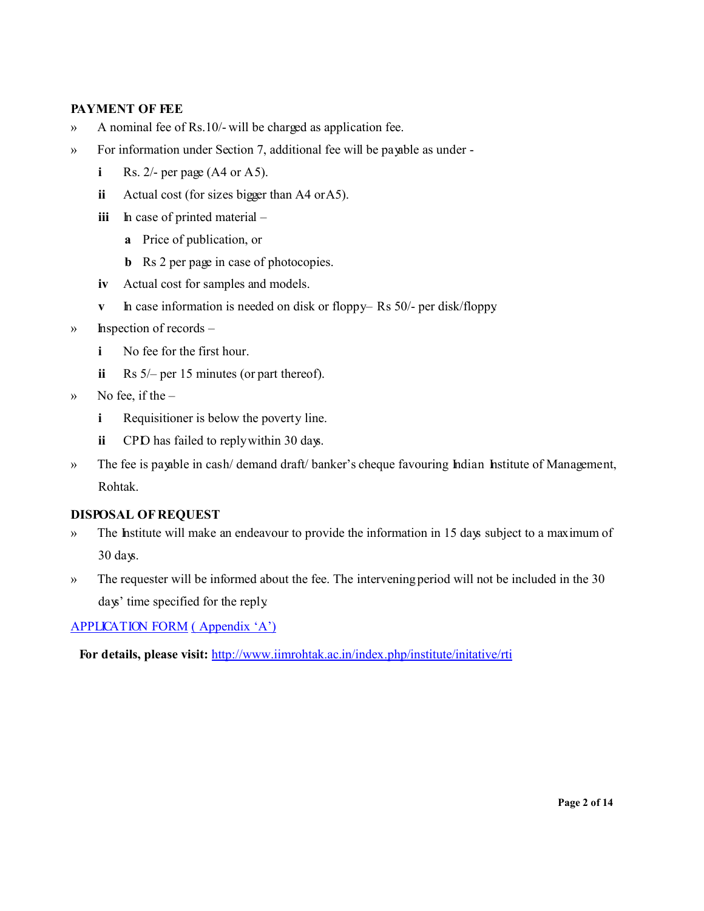**PAYMENT OF FEE**

» A nominal fee of Rs.10/- will be charged as application fee.

» For information under Section 7, additional fee will be payable as under -

  - **i** Rs. 2/- per page (A4 or A5).
  - **ii** Actual cost (for sizes bigger than A4 or A5).
  - **iii** In case of printed material –
    - **a** Price of publication, or
    - **b** Rs 2 per page in case of photocopies.
  - **iv** Actual cost for samples and models.
  - **v** In case information is needed on disk or floppy– Rs 50/- per disk/floppy

» Inspection of records –

  - **i** No fee for the first hour.
  - **ii** Rs 5/– per 15 minutes (or part thereof).

» No fee, if the –

  - **i** Requisitioner is below the poverty line.
  - **ii** CPIO has failed to reply within 30 days.

» The fee is payable in cash/ demand draft/ banker's cheque favouring Indian Institute of Management, Rohtak.

**DISPOSAL OF REQUEST**

» The Institute will make an endeavour to provide the information in 15 days subject to a maximum of 30 days.

» The requester will be informed about the fee. The intervening period will not be included in the 30 days' time specified for the reply.

APPLICATION FORM ( Appendix 'A')

**For details, please visit:** http://www.iimrohtak.ac.in/index.php/institute/initative/rti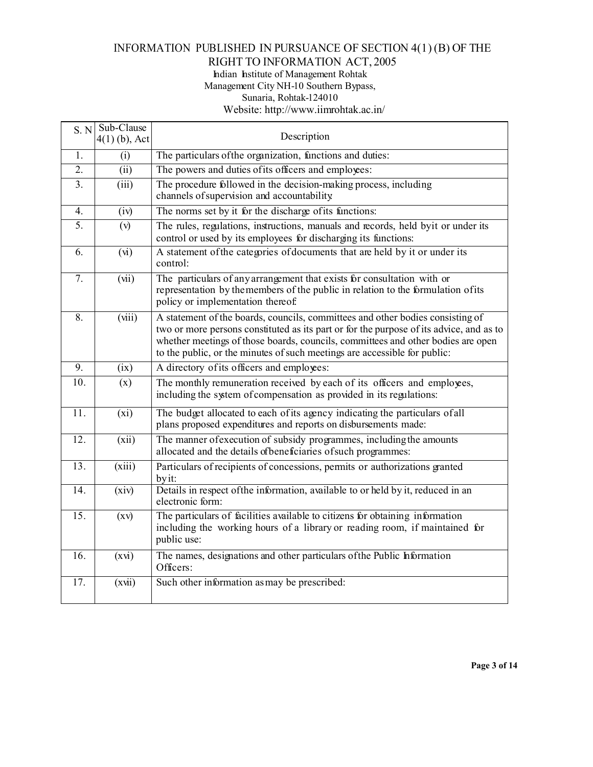# INFORMATION PUBLISHED IN PURSUANCE OF SECTION 4(1) (B) OF THE RIGHT TO INFORMATION ACT, 2005

Indian Institute of Management Rohtak
Management City NH-10 Southern Bypass,
Sunaria, Rohtak-124010
Website: http://www.iimrohtak.ac.in/

| S. N | Sub-Clause 4(1) (b), Act | Description |
|---|---|---|
| 1. | (i) | The particulars of the organization, functions and duties: |
| 2. | (ii) | The powers and duties of its officers and employees: |
| 3. | (iii) | The procedure followed in the decision-making process, including channels of supervision and accountability: |
| 4. | (iv) | The norms set by it for the discharge of its functions: |
| 5. | (v) | The rules, regulations, instructions, manuals and records, held by it or under its control or used by its employees for discharging its functions: |
| 6. | (vi) | A statement of the categories of documents that are held by it or under its control: |
| 7. | (vii) | The particulars of any arrangement that exists for consultation with or representation by the members of the public in relation to the formulation of its policy or implementation thereof: |
| 8. | (viii) | A statement of the boards, councils, committees and other bodies consisting of two or more persons constituted as its part or for the purpose of its advice, and as to whether meetings of those boards, councils, committees and other bodies are open to the public, or the minutes of such meetings are accessible for public: |
| 9. | (ix) | A directory of its officers and employees: |
| 10. | (x) | The monthly remuneration received by each of its officers and employees, including the system of compensation as provided in its regulations: |
| 11. | (xi) | The budget allocated to each of its agency indicating the particulars of all plans proposed expenditures and reports on disbursements made: |
| 12. | (xii) | The manner of execution of subsidy programmes, including the amounts allocated and the details of beneficiaries of such programmes: |
| 13. | (xiii) | Particulars of recipients of concessions, permits or authorizations granted by it: |
| 14. | (xiv) | Details in respect of the information, available to or held by it, reduced in an electronic form: |
| 15. | (xv) | The particulars of facilities available to citizens for obtaining information including the working hours of a library or reading room, if maintained for public use: |
| 16. | (xvi) | The names, designations and other particulars of the Public Information Officers: |
| 17. | (xvii) | Such other information as may be prescribed: |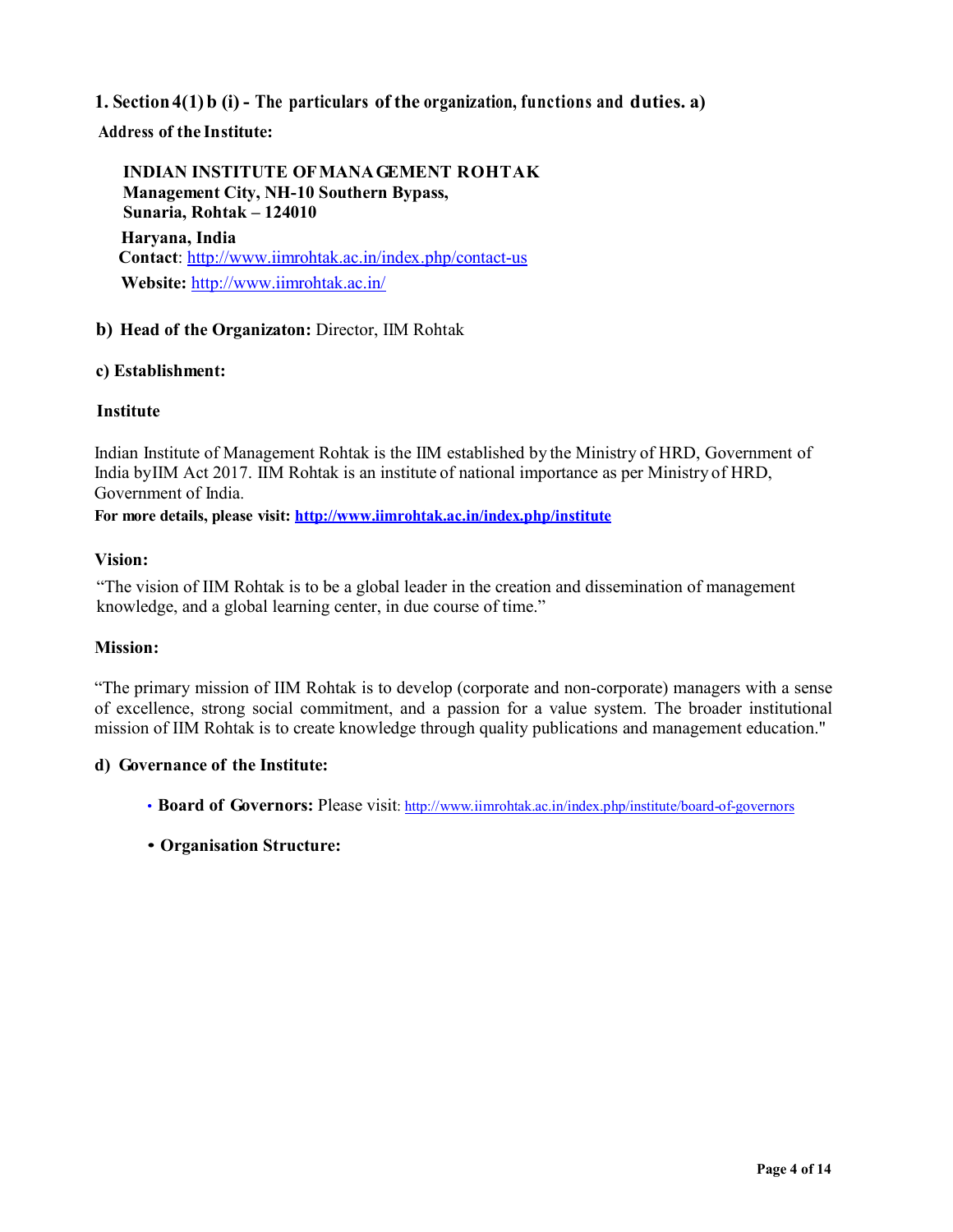## 1. Section 4(1) b (i) - The particulars of the organization, functions and duties. a)

**Address of the Institute:**

**INDIAN INSTITUTE OF MANAGEMENT ROHTAK**
**Management City, NH-10 Southern Bypass,**
**Sunaria, Rohtak – 124010**
**Haryana, India**
**Contact**: http://www.iimrohtak.ac.in/index.php/contact-us
**Website:** http://www.iimrohtak.ac.in/

**b) Head of the Organizaton:** Director, IIM Rohtak

**c) Establishment:**

**Institute**

Indian Institute of Management Rohtak is the IIM established by the Ministry of HRD, Government of India byIIM Act 2017. IIM Rohtak is an institute of national importance as per Ministry of HRD, Government of India.

**For more details, please visit: http://www.iimrohtak.ac.in/index.php/institute**

**Vision:**

"The vision of IIM Rohtak is to be a global leader in the creation and dissemination of management knowledge, and a global learning center, in due course of time."

**Mission:**

"The primary mission of IIM Rohtak is to develop (corporate and non-corporate) managers with a sense of excellence, strong social commitment, and a passion for a value system. The broader institutional mission of IIM Rohtak is to create knowledge through quality publications and management education."

**d) Governance of the Institute:**

- **Board of Governors:** Please visit: http://www.iimrohtak.ac.in/index.php/institute/board-of-governors
- **Organisation Structure:**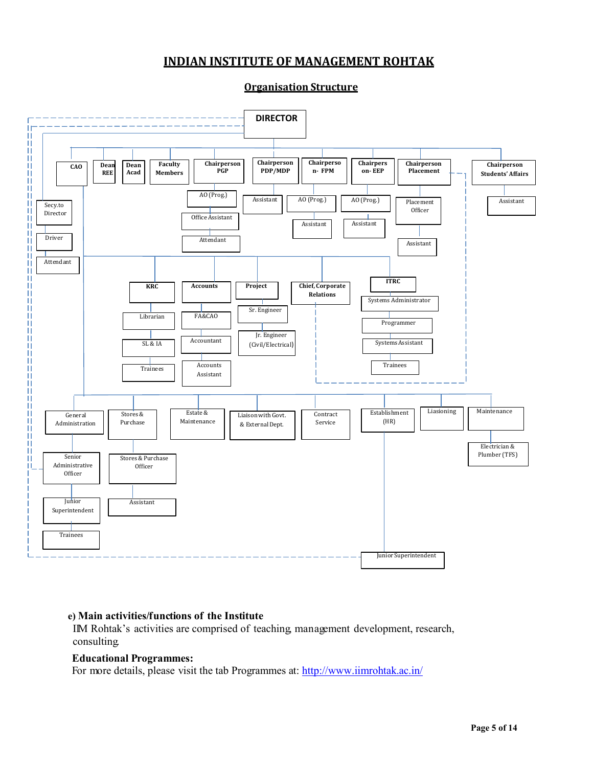# INDIAN INSTITUTE OF MANAGEMENT ROHTAK

## Organisation Structure

- **DIRECTOR**
  - **CAO**
    - Secy.to Director
    - Driver
    - Attendant
    - **KRC**
      - Librarian
      - SL & IA
      - Trainees
    - **Accounts**
      - FA&CAO
      - Accountant
      - Accounts Assistant
    - **Project**
      - Sr. Engineer
      - Jr. Engineer (Civil/Electrical)
    - **Chief, Corporate Relations**
    - **ITRC**
      - Systems Administrator
      - Programmer
      - Systems Assistant
      - Trainees
    - General Administration
      - Senior Administrative Officer
      - Junior Superintendent
      - Trainees
    - Stores & Purchase
      - Stores & Purchase Officer
      - Assistant
    - Estate & Maintenance
    - Liaison with Govt. & External Dept.
    - Contract Service
    - Establishment (HR)
      - Junior Superintendent
    - Liasioning
    - Maintenance
      - Electrician & Plumber (TFS)
  - **Dean REE**
  - **Dean Acad**
  - **Faculty Members**
  - **Chairperson PGP**
    - AO (Prog.)
    - Office Assistant
    - Attendant
  - **Chairperson PDP/MDP**
    - Assistant
  - **Chairperson- FPM**
    - AO (Prog.)
    - Assistant
  - **Chairperson- EEP**
    - AO (Prog.)
    - Assistant
  - **Chairperson Placement**
    - Placement Officer
    - Assistant
  - **Chairperson Students' Affairs**
    - Assistant

**e) Main activities/functions of the Institute**

IIM Rohtak's activities are comprised of teaching, management development, research, consulting.

**Educational Programmes:**

For more details, please visit the tab Programmes at: [http://www.iimrohtak.ac.in/](http://www.iimrohtak.ac.in/)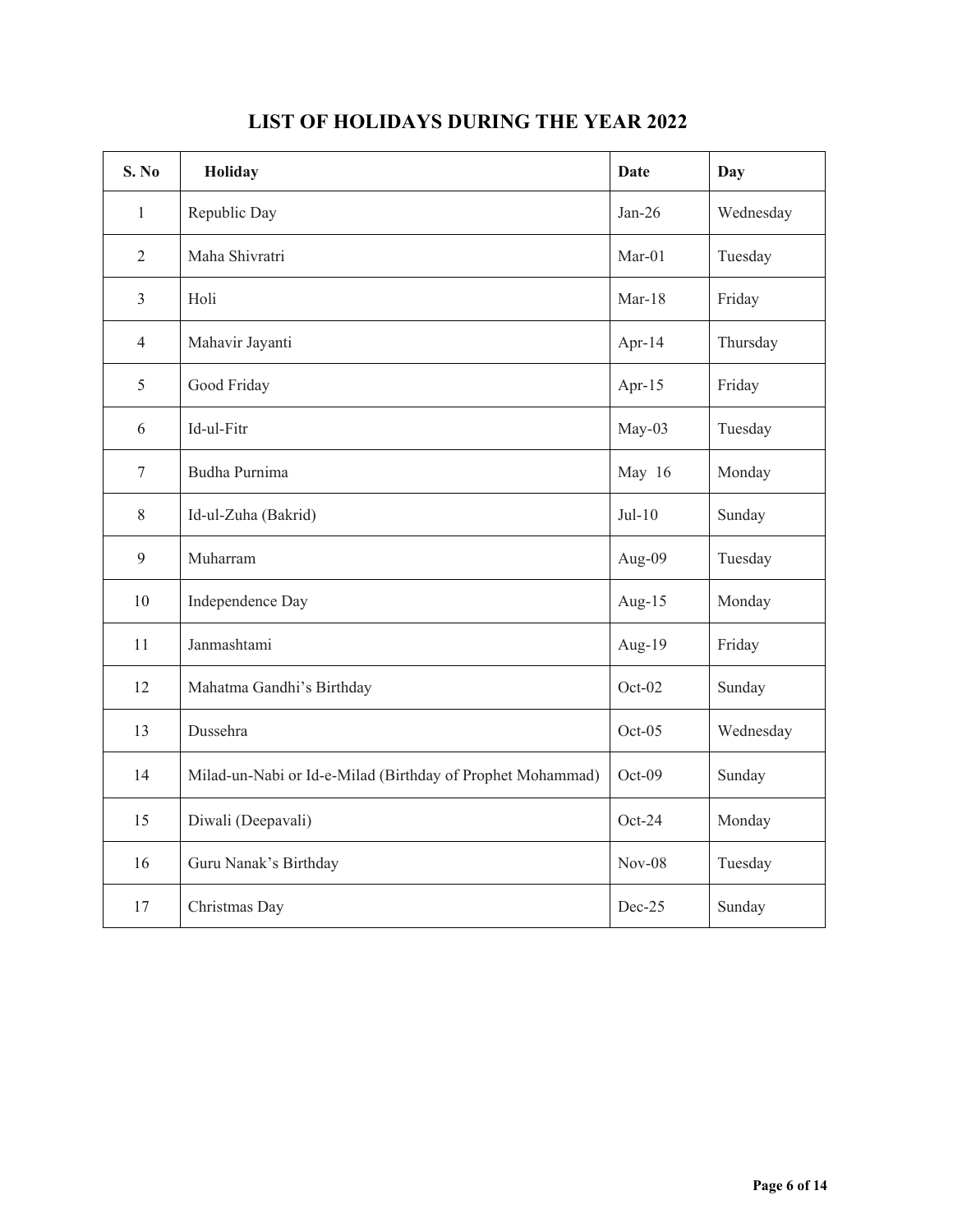# LIST OF HOLIDAYS DURING THE YEAR 2022

| S. No | Holiday | Date | Day |
|---|---|---|---|
| 1 | Republic Day | Jan-26 | Wednesday |
| 2 | Maha Shivratri | Mar-01 | Tuesday |
| 3 | Holi | Mar-18 | Friday |
| 4 | Mahavir Jayanti | Apr-14 | Thursday |
| 5 | Good Friday | Apr-15 | Friday |
| 6 | Id-ul-Fitr | May-03 | Tuesday |
| 7 | Budha Purnima | May 16 | Monday |
| 8 | Id-ul-Zuha (Bakrid) | Jul-10 | Sunday |
| 9 | Muharram | Aug-09 | Tuesday |
| 10 | Independence Day | Aug-15 | Monday |
| 11 | Janmashtami | Aug-19 | Friday |
| 12 | Mahatma Gandhi's Birthday | Oct-02 | Sunday |
| 13 | Dussehra | Oct-05 | Wednesday |
| 14 | Milad-un-Nabi or Id-e-Milad (Birthday of Prophet Mohammad) | Oct-09 | Sunday |
| 15 | Diwali (Deepavali) | Oct-24 | Monday |
| 16 | Guru Nanak's Birthday | Nov-08 | Tuesday |
| 17 | Christmas Day | Dec-25 | Sunday |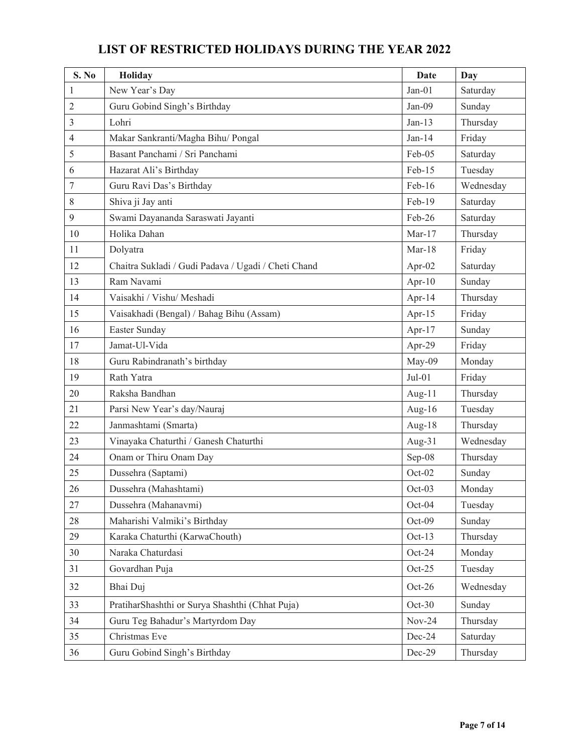# LIST OF RESTRICTED HOLIDAYS DURING THE YEAR 2022

| S. No | Holiday | Date | Day |
|---|---|---|---|
| 1 | New Year's Day | Jan-01 | Saturday |
| 2 | Guru Gobind Singh's Birthday | Jan-09 | Sunday |
| 3 | Lohri | Jan-13 | Thursday |
| 4 | Makar Sankranti/Magha Bihu/ Pongal | Jan-14 | Friday |
| 5 | Basant Panchami / Sri Panchami | Feb-05 | Saturday |
| 6 | Hazarat Ali's Birthday | Feb-15 | Tuesday |
| 7 | Guru Ravi Das's Birthday | Feb-16 | Wednesday |
| 8 | Shiva ji Jay anti | Feb-19 | Saturday |
| 9 | Swami Dayananda Saraswati Jayanti | Feb-26 | Saturday |
| 10 | Holika Dahan | Mar-17 | Thursday |
| 11 | Dolyatra | Mar-18 | Friday |
| 12 | Chaitra Sukladi / Gudi Padava / Ugadi / Cheti Chand | Apr-02 | Saturday |
| 13 | Ram Navami | Apr-10 | Sunday |
| 14 | Vaisakhi / Vishu/ Meshadi | Apr-14 | Thursday |
| 15 | Vaisakhadi (Bengal) / Bahag Bihu (Assam) | Apr-15 | Friday |
| 16 | Easter Sunday | Apr-17 | Sunday |
| 17 | Jamat-Ul-Vida | Apr-29 | Friday |
| 18 | Guru Rabindranath's birthday | May-09 | Monday |
| 19 | Rath Yatra | Jul-01 | Friday |
| 20 | Raksha Bandhan | Aug-11 | Thursday |
| 21 | Parsi New Year's day/Nauraj | Aug-16 | Tuesday |
| 22 | Janmashtami (Smarta) | Aug-18 | Thursday |
| 23 | Vinayaka Chaturthi / Ganesh Chaturthi | Aug-31 | Wednesday |
| 24 | Onam or Thiru Onam Day | Sep-08 | Thursday |
| 25 | Dussehra (Saptami) | Oct-02 | Sunday |
| 26 | Dussehra (Mahashtami) | Oct-03 | Monday |
| 27 | Dussehra (Mahanavmi) | Oct-04 | Tuesday |
| 28 | Maharishi Valmiki's Birthday | Oct-09 | Sunday |
| 29 | Karaka Chaturthi (KarwaChouth) | Oct-13 | Thursday |
| 30 | Naraka Chaturdasi | Oct-24 | Monday |
| 31 | Govardhan Puja | Oct-25 | Tuesday |
| 32 | Bhai Duj | Oct-26 | Wednesday |
| 33 | PratiharShashthi or Surya Shashthi (Chhat Puja) | Oct-30 | Sunday |
| 34 | Guru Teg Bahadur's Martyrdom Day | Nov-24 | Thursday |
| 35 | Christmas Eve | Dec-24 | Saturday |
| 36 | Guru Gobind Singh's Birthday | Dec-29 | Thursday |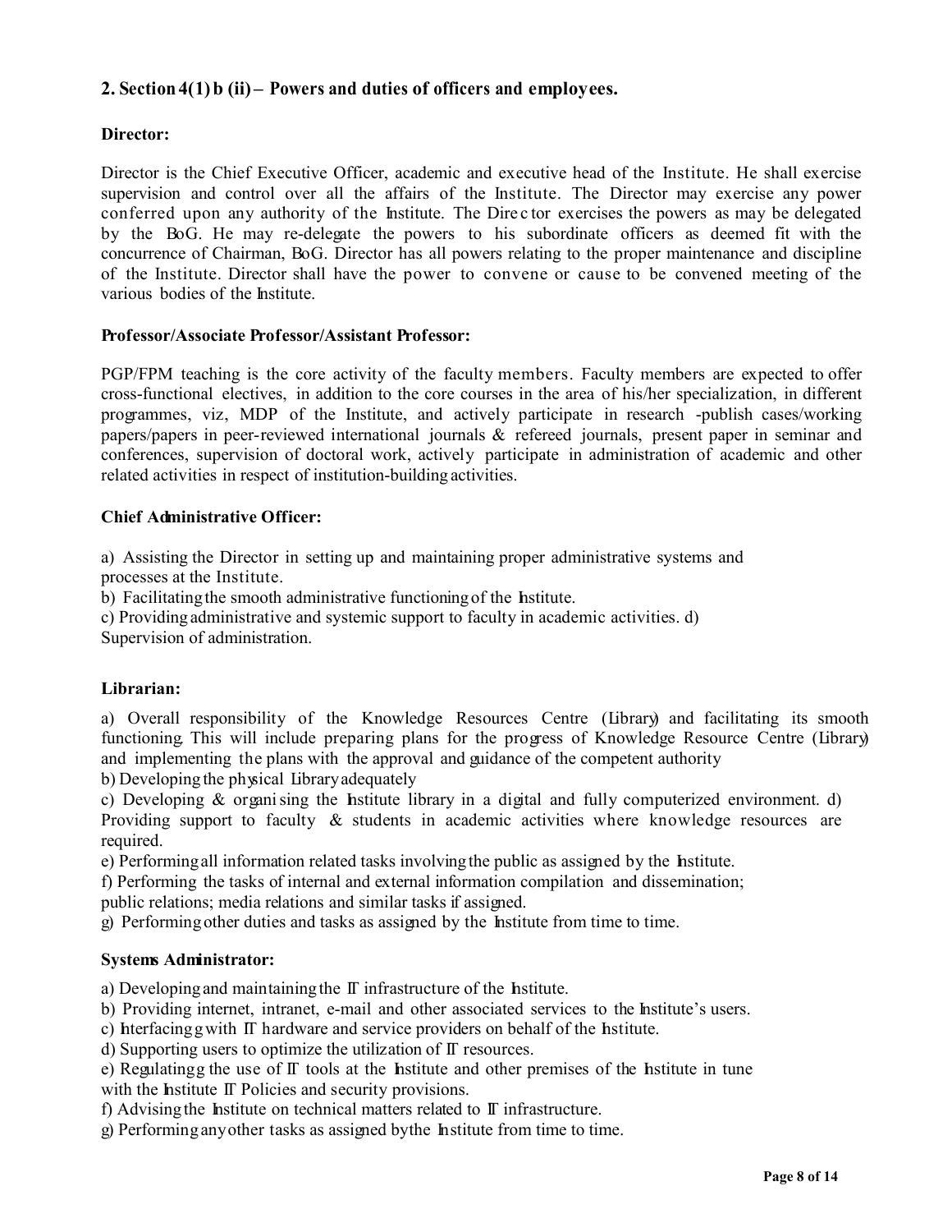## 2. Section 4(1) b (ii) – Powers and duties of officers and employees.

### Director:

Director is the Chief Executive Officer, academic and executive head of the Institute. He shall exercise supervision and control over all the affairs of the Institute. The Director may exercise any power conferred upon any authority of the Institute. The Director exercises the powers as may be delegated by the BoG. He may re-delegate the powers to his subordinate officers as deemed fit with the concurrence of Chairman, BoG. Director has all powers relating to the proper maintenance and discipline of the Institute. Director shall have the power to convene or cause to be convened meeting of the various bodies of the Institute.

### Professor/Associate Professor/Assistant Professor:

PGP/FPM teaching is the core activity of the faculty members. Faculty members are expected to offer cross-functional electives, in addition to the core courses in the area of his/her specialization, in different programmes, viz, MDP of the Institute, and actively participate in research -publish cases/working papers/papers in peer-reviewed international journals & refereed journals, present paper in seminar and conferences, supervision of doctoral work, actively participate in administration of academic and other related activities in respect of institution-building activities.

### Chief Administrative Officer:

a) Assisting the Director in setting up and maintaining proper administrative systems and processes at the Institute.
b) Facilitating the smooth administrative functioning of the Institute.
c) Providing administrative and systemic support to faculty in academic activities.
d) Supervision of administration.

### Librarian:

a) Overall responsibility of the Knowledge Resources Centre (Library) and facilitating its smooth functioning. This will include preparing plans for the progress of Knowledge Resource Centre (Library) and implementing the plans with the approval and guidance of the competent authority
b) Developing the physical Library adequately
c) Developing & organising the Institute library in a digital and fully computerized environment.
d) Providing support to faculty & students in academic activities where knowledge resources are required.
e) Performing all information related tasks involving the public as assigned by the Institute.
f) Performing the tasks of internal and external information compilation and dissemination; public relations; media relations and similar tasks if assigned.
g) Performing other duties and tasks as assigned by the Institute from time to time.

### Systems Administrator:

a) Developing and maintaining the IT infrastructure of the Institute.
b) Providing internet, intranet, e-mail and other associated services to the Institute's users.
c) Interfacingg with IT hardware and service providers on behalf of the Institute.
d) Supporting users to optimize the utilization of IT resources.
e) Regulatingg the use of IT tools at the Institute and other premises of the Institute in tune with the Institute IT Policies and security provisions.
f) Advising the Institute on technical matters related to IT infrastructure.
g) Performing any other tasks as assigned by the Institute from time to time.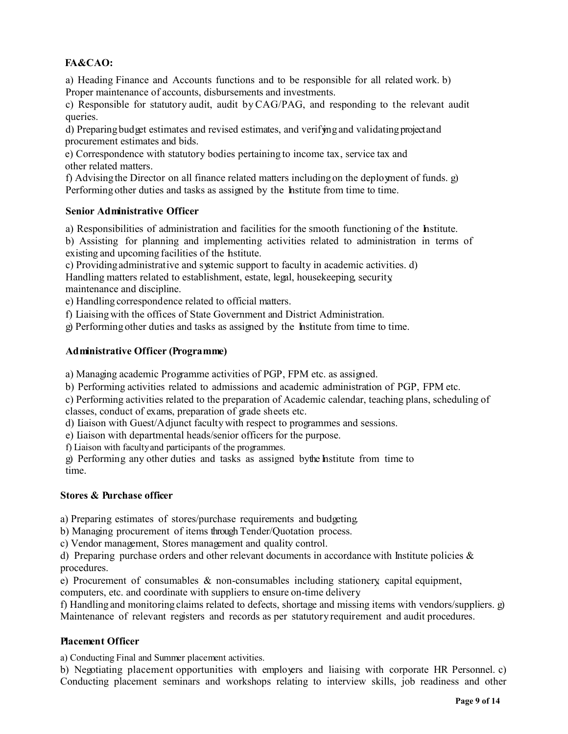**FA&CAO:**

a) Heading Finance and Accounts functions and to be responsible for all related work.
b) Proper maintenance of accounts, disbursements and investments.
c) Responsible for statutory audit, audit by CAG/PAG, and responding to the relevant audit queries.
d) Preparing budget estimates and revised estimates, and verifying and validating project and procurement estimates and bids.
e) Correspondence with statutory bodies pertaining to income tax, service tax and other related matters.
f) Advising the Director on all finance related matters including on the deployment of funds.
g) Performing other duties and tasks as assigned by the Institute from time to time.

**Senior Administrative Officer**

a) Responsibilities of administration and facilities for the smooth functioning of the Institute.
b) Assisting for planning and implementing activities related to administration in terms of existing and upcoming facilities of the Institute.
c) Providing administrative and systemic support to faculty in academic activities.
d) Handling matters related to establishment, estate, legal, housekeeping, security, maintenance and discipline.
e) Handling correspondence related to official matters.
f) Liaising with the offices of State Government and District Administration.
g) Performing other duties and tasks as assigned by the Institute from time to time.

**Administrative Officer (Programme)**

a) Managing academic Programme activities of PGP, FPM etc. as assigned.
b) Performing activities related to admissions and academic administration of PGP, FPM etc.
c) Performing activities related to the preparation of Academic calendar, teaching plans, scheduling of classes, conduct of exams, preparation of grade sheets etc.
d) Liaison with Guest/Adjunct faculty with respect to programmes and sessions.
e) Liaison with departmental heads/senior officers for the purpose.
f) Liaison with faculty and participants of the programmes.
g) Performing any other duties and tasks as assigned by the Institute from time to time.

**Stores & Purchase officer**

a) Preparing estimates of stores/purchase requirements and budgeting.
b) Managing procurement of items through Tender/Quotation process.
c) Vendor management, Stores management and quality control.
d) Preparing purchase orders and other relevant documents in accordance with Institute policies & procedures.
e) Procurement of consumables & non-consumables including stationery, capital equipment, computers, etc. and coordinate with suppliers to ensure on-time delivery
f) Handling and monitoring claims related to defects, shortage and missing items with vendors/suppliers.
g) Maintenance of relevant registers and records as per statutory requirement and audit procedures.

**Placement Officer**

a) Conducting Final and Summer placement activities.
b) Negotiating placement opportunities with employers and liaising with corporate HR Personnel.
c) Conducting placement seminars and workshops relating to interview skills, job readiness and other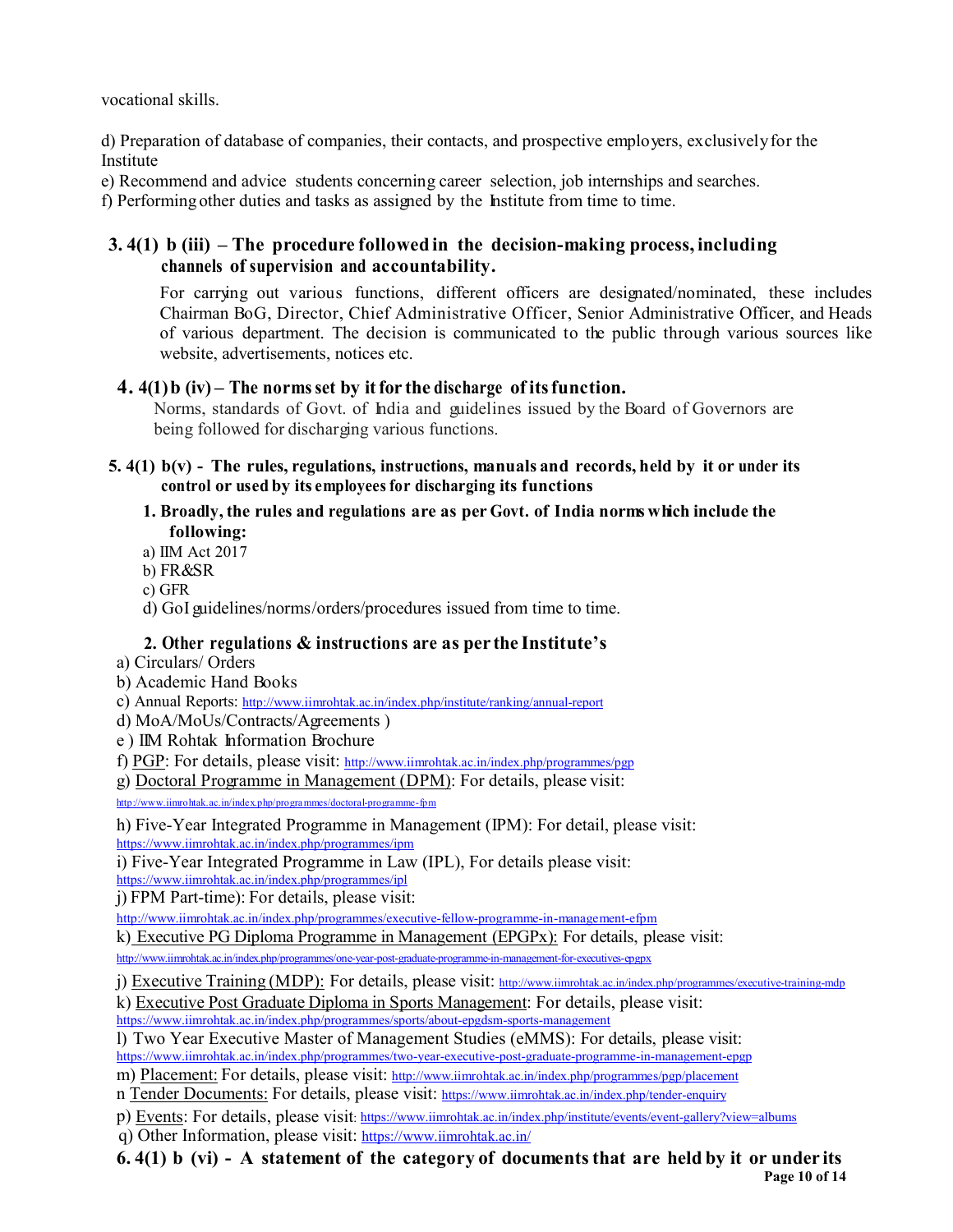vocational skills.

d) Preparation of database of companies, their contacts, and prospective employers, exclusively for the Institute
e) Recommend and advice students concerning career selection, job internships and searches.
f) Performing other duties and tasks as assigned by the Institute from time to time.

### 3. 4(1) b (iii) – The procedure followed in the decision-making process, including channels of supervision and accountability.

For carrying out various functions, different officers are designated/nominated, these includes Chairman BoG, Director, Chief Administrative Officer, Senior Administrative Officer, and Heads of various department. The decision is communicated to the public through various sources like website, advertisements, notices etc.

### 4. 4(1) b (iv) – The norms set by it for the discharge of its function.

Norms, standards of Govt. of India and guidelines issued by the Board of Governors are being followed for discharging various functions.

### 5. 4(1) b(v) - The rules, regulations, instructions, manuals and records, held by it or under its control or used by its employees for discharging its functions

**1. Broadly, the rules and regulations are as per Govt. of India norms which include the following:**

a) IIM Act 2017
b) FR&SR
c) GFR
d) GoI guidelines/norms/orders/procedures issued from time to time.

**2. Other regulations & instructions are as per the Institute's**

a) Circulars/ Orders
b) Academic Hand Books
c) Annual Reports: http://www.iimrohtak.ac.in/index.php/institute/ranking/annual-report
d) MoA/MoUs/Contracts/Agreements )
e ) IIM Rohtak Information Brochure
f) PGP: For details, please visit: http://www.iimrohtak.ac.in/index.php/programmes/pgp
g) Doctoral Programme in Management (DPM): For details, please visit: http://www.iimrohtak.ac.in/index.php/programmes/doctoral-programme-fpm
h) Five-Year Integrated Programme in Management (IPM): For detail, please visit: https://www.iimrohtak.ac.in/index.php/programmes/ipm
i) Five-Year Integrated Programme in Law (IPL), For details please visit: https://www.iimrohtak.ac.in/index.php/programmes/ipl
j) FPM Part-time): For details, please visit: http://www.iimrohtak.ac.in/index.php/programmes/executive-fellow-programme-in-management-efpm
k) Executive PG Diploma Programme in Management (EPGPx): For details, please visit: http://www.iimrohtak.ac.in/index.php/programmes/one-year-post-graduate-programme-in-management-for-executives-epgpx
j) Executive Training (MDP): For details, please visit: http://www.iimrohtak.ac.in/index.php/programmes/executive-training-mdp
k) Executive Post Graduate Diploma in Sports Management: For details, please visit: https://www.iimrohtak.ac.in/index.php/programmes/sports/about-epgdsm-sports-management
l) Two Year Executive Master of Management Studies (eMMS): For details, please visit: https://www.iimrohtak.ac.in/index.php/programmes/two-year-executive-post-graduate-programme-in-management-epgp
m) Placement: For details, please visit: http://www.iimrohtak.ac.in/index.php/programmes/pgp/placement
n Tender Documents: For details, please visit: https://www.iimrohtak.ac.in/index.php/tender-enquiry
p) Events: For details, please visit: https://www.iimrohtak.ac.in/index.php/institute/events/event-gallery?view=albums
q) Other Information, please visit: https://www.iimrohtak.ac.in/

### 6. 4(1) b (vi) - A statement of the category of documents that are held by it or under its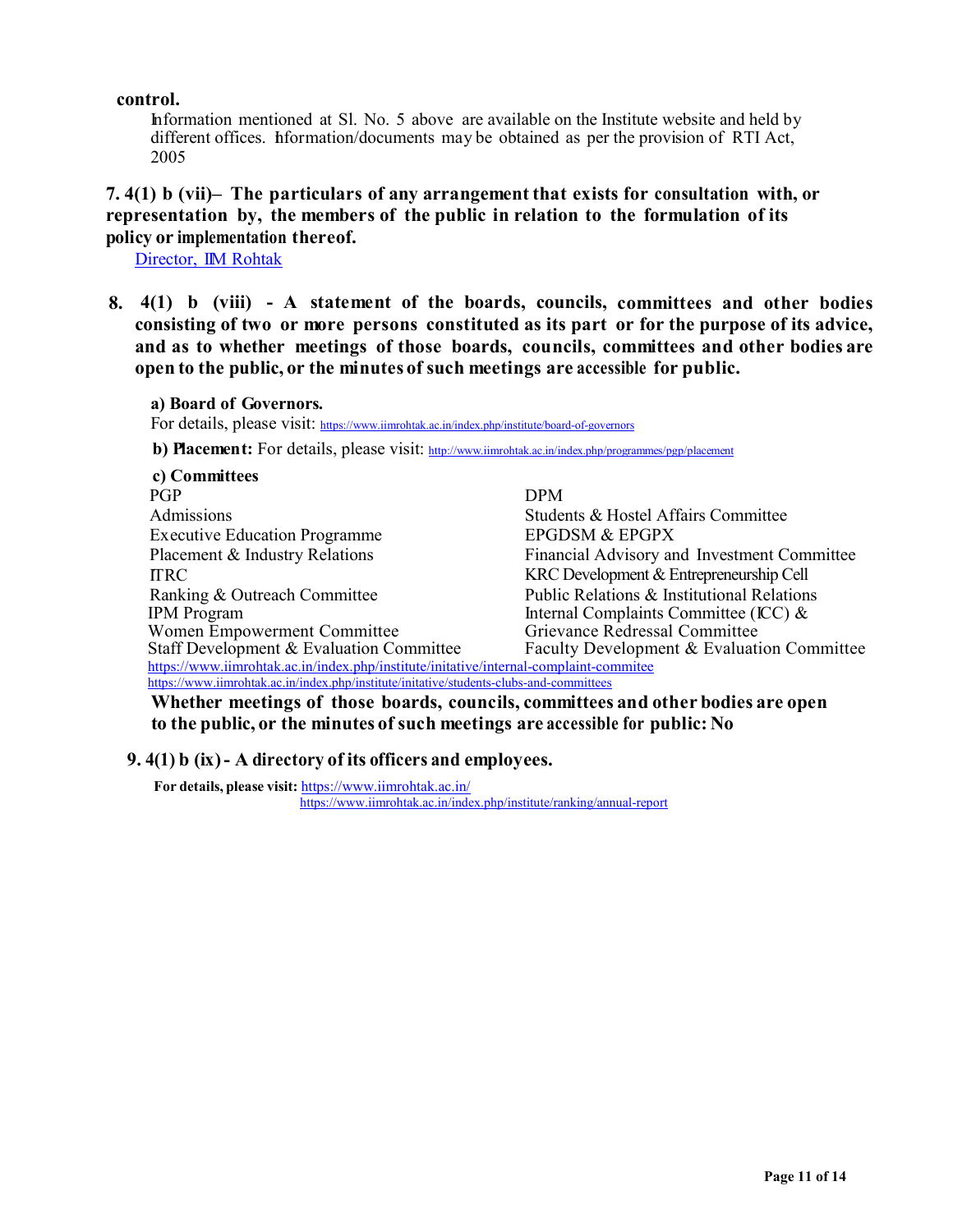**control.**

Information mentioned at Sl. No. 5 above are available on the Institute website and held by different offices. Information/documents may be obtained as per the provision of RTI Act, 2005

**7. 4(1) b (vii)– The particulars of any arrangement that exists for consultation with, or representation by, the members of the public in relation to the formulation of its policy or implementation thereof.**

Director, IIM Rohtak

**8. 4(1) b (viii) - A statement of the boards, councils, committees and other bodies consisting of two or more persons constituted as its part or for the purpose of its advice, and as to whether meetings of those boards, councils, committees and other bodies are open to the public, or the minutes of such meetings are accessible for public.**

**a) Board of Governors.**
For details, please visit: https://www.iimrohtak.ac.in/index.php/institute/board-of-governors

**b) Placement:** For details, please visit: http://www.iimrohtak.ac.in/index.php/programmes/pgp/placement

**c) Committees**

| | |
|---|---|
| PGP | DPM |
| Admissions | Students & Hostel Affairs Committee |
| Executive Education Programme | EPGDSM & EPGPX |
| Placement & Industry Relations | Financial Advisory and Investment Committee |
| ITRC | KRC Development & Entrepreneurship Cell |
| Ranking & Outreach Committee | Public Relations & Institutional Relations |
| IPM Program | Internal Complaints Committee (ICC) & |
| Women Empowerment Committee | Grievance Redressal Committee |
| Staff Development & Evaluation Committee | Faculty Development & Evaluation Committee |

https://www.iimrohtak.ac.in/index.php/institute/initative/internal-complaint-commitee
https://www.iimrohtak.ac.in/index.php/institute/initative/students-clubs-and-committees

**Whether meetings of those boards, councils, committees and other bodies are open to the public, or the minutes of such meetings are accessible for public: No**

**9. 4(1) b (ix) - A directory of its officers and employees.**

**For details, please visit:** https://www.iimrohtak.ac.in/
https://www.iimrohtak.ac.in/index.php/institute/ranking/annual-report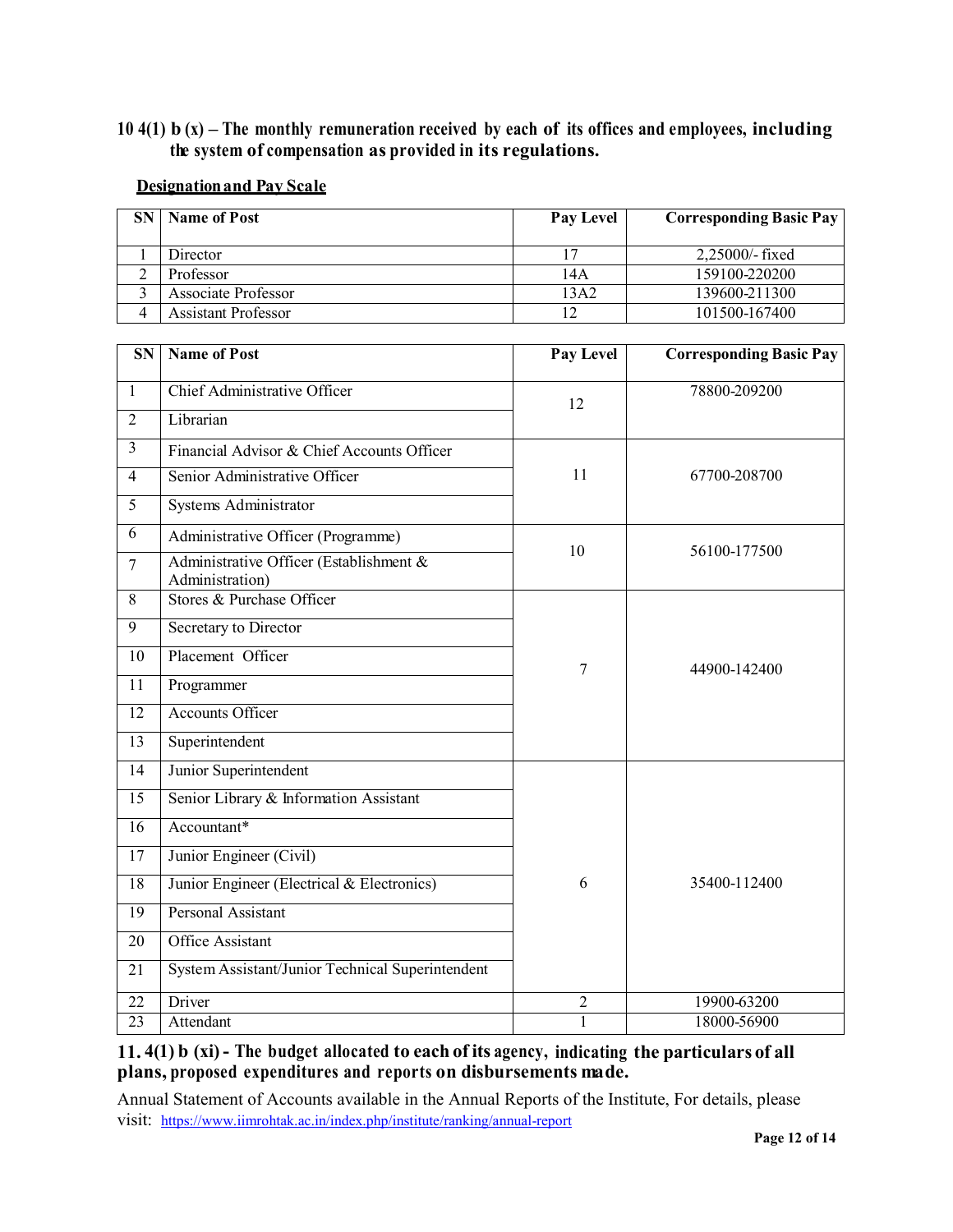**10 4(1) b (x) – The monthly remuneration received by each of its offices and employees, including the system of compensation as provided in its regulations.**

**<u>Designation and Pay Scale</u>**

| SN | Name of Post | Pay Level | Corresponding Basic Pay |
|---|---|---|---|
| 1 | Director | 17 | 2,25000/- fixed |
| 2 | Professor | 14A | 159100-220200 |
| 3 | Associate Professor | 13A2 | 139600-211300 |
| 4 | Assistant Professor | 12 | 101500-167400 |

| SN | Name of Post | Pay Level | Corresponding Basic Pay |
|---|---|---|---|
| 1 | Chief Administrative Officer | 12 | 78800-209200 |
| 2 | Librarian | | |
| 3 | Financial Advisor & Chief Accounts Officer | 11 | 67700-208700 |
| 4 | Senior Administrative Officer | | |
| 5 | Systems Administrator | | |
| 6 | Administrative Officer (Programme) | 10 | 56100-177500 |
| 7 | Administrative Officer (Establishment & Administration) | | |
| 8 | Stores & Purchase Officer | 7 | 44900-142400 |
| 9 | Secretary to Director | | |
| 10 | Placement Officer | | |
| 11 | Programmer | | |
| 12 | Accounts Officer | | |
| 13 | Superintendent | | |
| 14 | Junior Superintendent | 6 | 35400-112400 |
| 15 | Senior Library & Information Assistant | | |
| 16 | Accountant* | | |
| 17 | Junior Engineer (Civil) | | |
| 18 | Junior Engineer (Electrical & Electronics) | | |
| 19 | Personal Assistant | | |
| 20 | Office Assistant | | |
| 21 | System Assistant/Junior Technical Superintendent | | |
| 22 | Driver | 2 | 19900-63200 |
| 23 | Attendant | 1 | 18000-56900 |

**11. 4(1) b (xi) - The budget allocated to each of its agency, indicating the particulars of all plans, proposed expenditures and reports on disbursements made.**

Annual Statement of Accounts available in the Annual Reports of the Institute, For details, please visit: https://www.iimrohtak.ac.in/index.php/institute/ranking/annual-report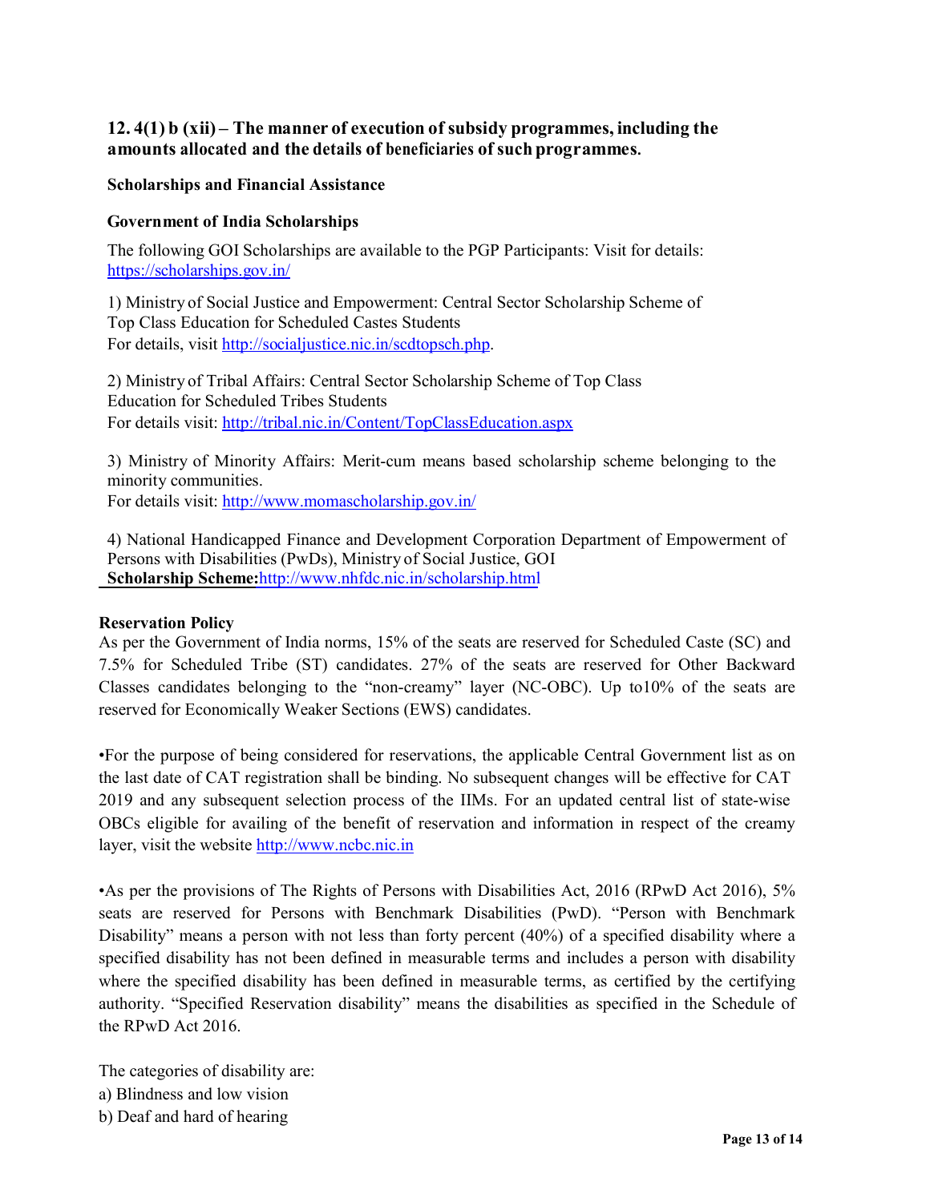## 12. 4(1) b (xii) – The manner of execution of subsidy programmes, including the amounts allocated and the details of beneficiaries of such programmes.

### Scholarships and Financial Assistance

### Government of India Scholarships

The following GOI Scholarships are available to the PGP Participants: Visit for details: https://scholarships.gov.in/

1) Ministry of Social Justice and Empowerment: Central Sector Scholarship Scheme of Top Class Education for Scheduled Castes Students
For details, visit http://socialjustice.nic.in/scdtopsch.php.

2) Ministry of Tribal Affairs: Central Sector Scholarship Scheme of Top Class Education for Scheduled Tribes Students
For details visit: http://tribal.nic.in/Content/TopClassEducation.aspx

3) Ministry of Minority Affairs: Merit-cum means based scholarship scheme belonging to the minority communities.
For details visit: http://www.momascholarship.gov.in/

4) National Handicapped Finance and Development Corporation Department of Empowerment of Persons with Disabilities (PwDs), Ministry of Social Justice, GOI
**Scholarship Scheme:** http://www.nhfdc.nic.in/scholarship.html

### Reservation Policy

As per the Government of India norms, 15% of the seats are reserved for Scheduled Caste (SC) and 7.5% for Scheduled Tribe (ST) candidates. 27% of the seats are reserved for Other Backward Classes candidates belonging to the "non-creamy" layer (NC-OBC). Up to10% of the seats are reserved for Economically Weaker Sections (EWS) candidates.

•For the purpose of being considered for reservations, the applicable Central Government list as on the last date of CAT registration shall be binding. No subsequent changes will be effective for CAT 2019 and any subsequent selection process of the IIMs. For an updated central list of state-wise OBCs eligible for availing of the benefit of reservation and information in respect of the creamy layer, visit the website http://www.ncbc.nic.in

•As per the provisions of The Rights of Persons with Disabilities Act, 2016 (RPwD Act 2016), 5% seats are reserved for Persons with Benchmark Disabilities (PwD). "Person with Benchmark Disability" means a person with not less than forty percent (40%) of a specified disability where a specified disability has not been defined in measurable terms and includes a person with disability where the specified disability has been defined in measurable terms, as certified by the certifying authority. "Specified Reservation disability" means the disabilities as specified in the Schedule of the RPwD Act 2016.

The categories of disability are:
a) Blindness and low vision
b) Deaf and hard of hearing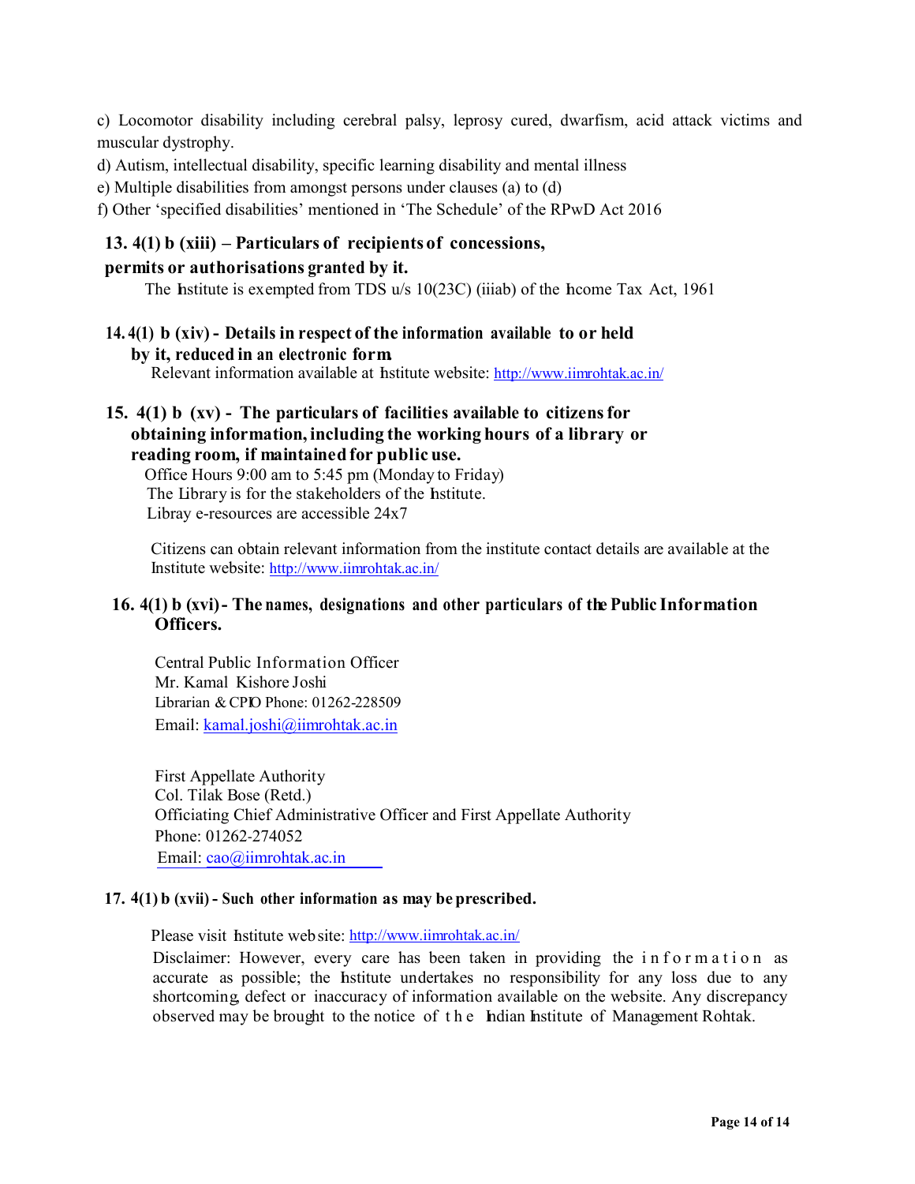c) Locomotor disability including cerebral palsy, leprosy cured, dwarfism, acid attack victims and muscular dystrophy.

d) Autism, intellectual disability, specific learning disability and mental illness

e) Multiple disabilities from amongst persons under clauses (a) to (d)

f) Other 'specified disabilities' mentioned in 'The Schedule' of the RPwD Act 2016

**13. 4(1) b (xiii) – Particulars of recipients of concessions, permits or authorisations granted by it.**

The Institute is exempted from TDS u/s 10(23C) (iiiab) of the Income Tax Act, 1961

**14. 4(1) b (xiv) - Details in respect of the information available to or held by it, reduced in an electronic form.**

Relevant information available at Institute website: http://www.iimrohtak.ac.in/

**15. 4(1) b (xv) - The particulars of facilities available to citizens for obtaining information, including the working hours of a library or reading room, if maintained for public use.**

Office Hours 9:00 am to 5:45 pm (Monday to Friday)
The Library is for the stakeholders of the Institute.
Libray e-resources are accessible 24x7

Citizens can obtain relevant information from the institute contact details are available at the Institute website: http://www.iimrohtak.ac.in/

**16. 4(1) b (xvi) - The names, designations and other particulars of the Public Information Officers.**

Central Public Information Officer
Mr. Kamal Kishore Joshi
Librarian & CPIO Phone: 01262-228509
Email: kamal.joshi@iimrohtak.ac.in

First Appellate Authority
Col. Tilak Bose (Retd.)
Officiating Chief Administrative Officer and First Appellate Authority
Phone: 01262-274052
Email: cao@iimrohtak.ac.in

**17. 4(1) b (xvii) - Such other information as may be prescribed.**

Please visit Institute website: http://www.iimrohtak.ac.in/

Disclaimer: However, every care has been taken in providing the information as accurate as possible; the Institute undertakes no responsibility for any loss due to any shortcoming, defect or inaccuracy of information available on the website. Any discrepancy observed may be brought to the notice of the Indian Institute of Management Rohtak.